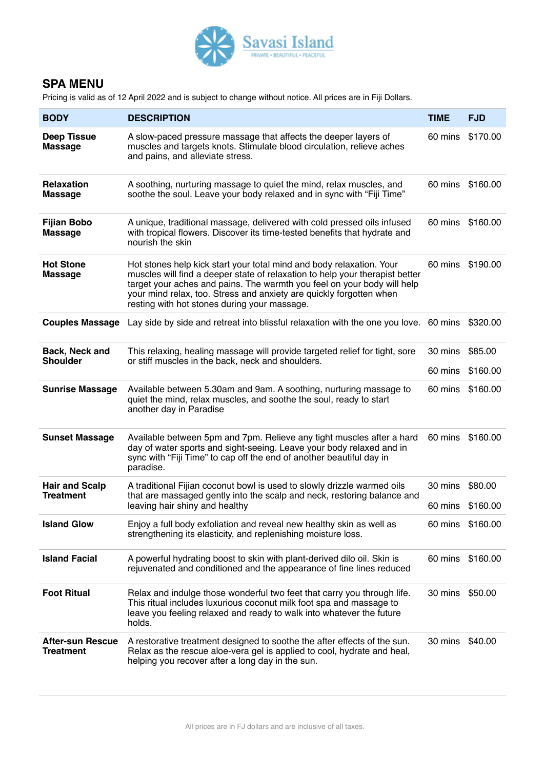Savasi Island

PRIVATE • BEAUTIFUL • PEACEFUL

## SPA MENU

Pricing is valid as of 12 April 2022 and is subject to change without notice. All prices are in Fiji Dollars.

| BODY | DESCRIPTION | TIME | FJD |
|---|---|---|---|
| **Deep Tissue Massage** | A slow-paced pressure massage that affects the deeper layers of muscles and targets knots. Stimulate blood circulation, relieve aches and pains, and alleviate stress. | 60 mins | $170.00 |
| **Relaxation Massage** | A soothing, nurturing massage to quiet the mind, relax muscles, and soothe the soul. Leave your body relaxed and in sync with “Fiji Time” | 60 mins | $160.00 |
| **Fijian Bobo Massage** | A unique, traditional massage, delivered with cold pressed oils infused with tropical flowers. Discover its time-tested benefits that hydrate and nourish the skin | 60 mins | $160.00 |
| **Hot Stone Massage** | Hot stones help kick start your total mind and body relaxation. Your muscles will find a deeper state of relaxation to help your therapist better target your aches and pains. The warmth you feel on your body will help your mind relax, too. Stress and anxiety are quickly forgotten when resting with hot stones during your massage. | 60 mins | $190.00 |
| **Couples Massage** | Lay side by side and retreat into blissful relaxation with the one you love. | 60 mins | $320.00 |
| **Back, Neck and Shoulder** | This relaxing, healing massage will provide targeted relief for tight, sore or stiff muscles in the back, neck and shoulders. | 30 mins | $85.00 |
| | | 60 mins | $160.00 |
| **Sunrise Massage** | Available between 5.30am and 9am. A soothing, nurturing massage to quiet the mind, relax muscles, and soothe the soul, ready to start another day in Paradise | 60 mins | $160.00 |
| **Sunset Massage** | Available between 5pm and 7pm. Relieve any tight muscles after a hard day of water sports and sight-seeing. Leave your body relaxed and in sync with “Fiji Time” to cap off the end of another beautiful day in paradise. | 60 mins | $160.00 |
| **Hair and Scalp Treatment** | A traditional Fijian coconut bowl is used to slowly drizzle warmed oils that are massaged gently into the scalp and neck, restoring balance and leaving hair shiny and healthy | 30 mins | $80.00 |
| | | 60 mins | $160.00 |
| **Island Glow** | Enjoy a full body exfoliation and reveal new healthy skin as well as strengthening its elasticity, and replenishing moisture loss. | 60 mins | $160.00 |
| **Island Facial** | A powerful hydrating boost to skin with plant-derived dilo oil. Skin is rejuvenated and conditioned and the appearance of fine lines reduced | 60 mins | $160.00 |
| **Foot Ritual** | Relax and indulge those wonderful two feet that carry you through life. This ritual includes luxurious coconut milk foot spa and massage to leave you feeling relaxed and ready to walk into whatever the future holds. | 30 mins | $50.00 |
| **After-sun Rescue Treatment** | A restorative treatment designed to soothe the after effects of the sun. Relax as the rescue aloe-vera gel is applied to cool, hydrate and heal, helping you recover after a long day in the sun. | 30 mins | $40.00 |

All prices are in FJ dollars and are inclusive of all taxes.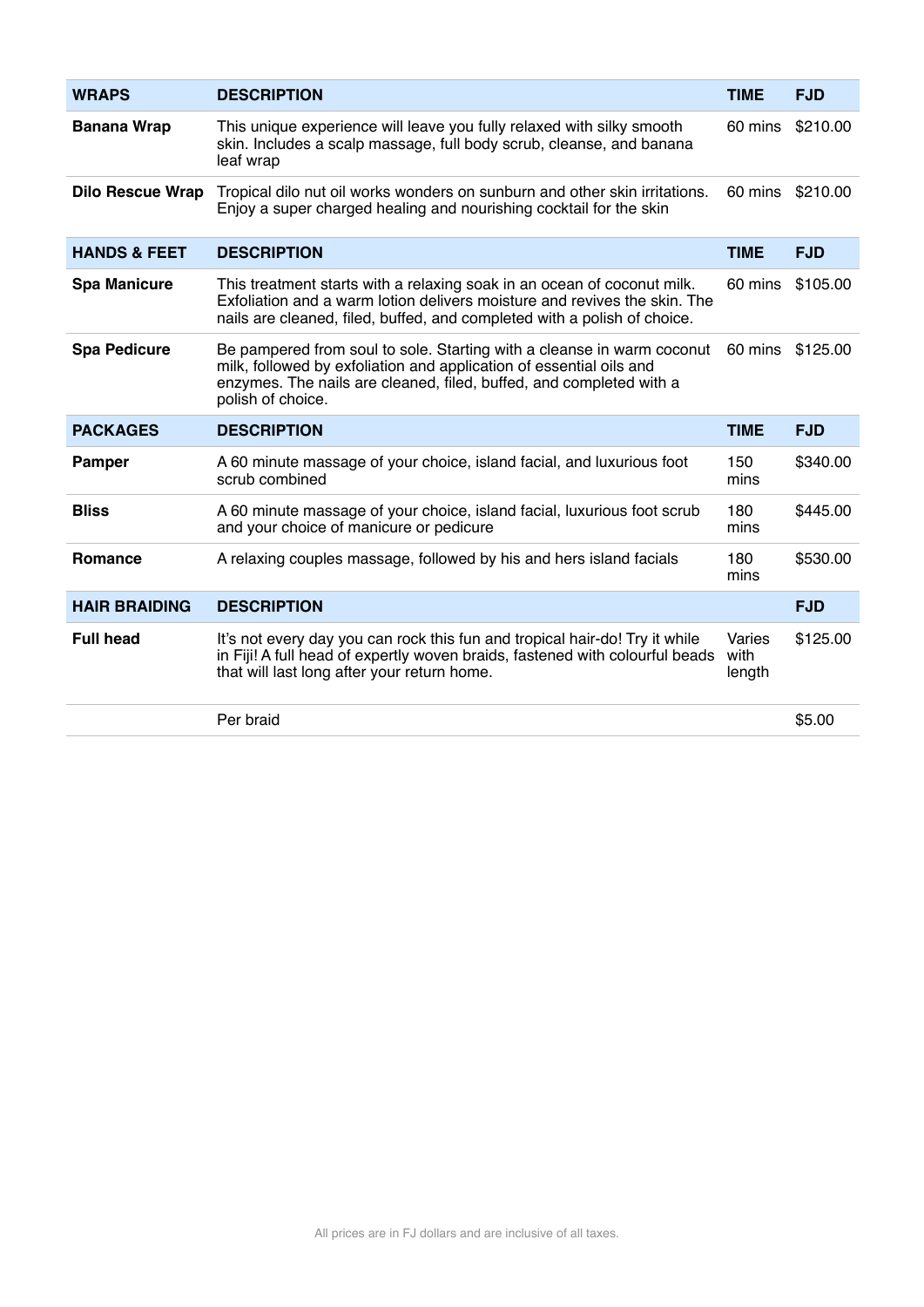| WRAPS | DESCRIPTION | TIME | FJD |
|---|---|---|---|
| **Banana Wrap** | This unique experience will leave you fully relaxed with silky smooth skin. Includes a scalp massage, full body scrub, cleanse, and banana leaf wrap | 60 mins | $210.00 |
| **Dilo Rescue Wrap** | Tropical dilo nut oil works wonders on sunburn and other skin irritations. Enjoy a super charged healing and nourishing cocktail for the skin | 60 mins | $210.00 |
| **HANDS & FEET** | **DESCRIPTION** | **TIME** | **FJD** |
| **Spa Manicure** | This treatment starts with a relaxing soak in an ocean of coconut milk. Exfoliation and a warm lotion delivers moisture and revives the skin. The nails are cleaned, filed, buffed, and completed with a polish of choice. | 60 mins | $105.00 |
| **Spa Pedicure** | Be pampered from soul to sole. Starting with a cleanse in warm coconut milk, followed by exfoliation and application of essential oils and enzymes. The nails are cleaned, filed, buffed, and completed with a polish of choice. | 60 mins | $125.00 |
| **PACKAGES** | **DESCRIPTION** | **TIME** | **FJD** |
| **Pamper** | A 60 minute massage of your choice, island facial, and luxurious foot scrub combined | 150 mins | $340.00 |
| **Bliss** | A 60 minute massage of your choice, island facial, luxurious foot scrub and your choice of manicure or pedicure | 180 mins | $445.00 |
| **Romance** | A relaxing couples massage, followed by his and hers island facials | 180 mins | $530.00 |
| **HAIR BRAIDING** | **DESCRIPTION** | | **FJD** |
| **Full head** | It's not every day you can rock this fun and tropical hair-do! Try it while in Fiji! A full head of expertly woven braids, fastened with colourful beads that will last long after your return home. | Varies with length | $125.00 |
| | Per braid | | $5.00 |

All prices are in FJ dollars and are inclusive of all taxes.